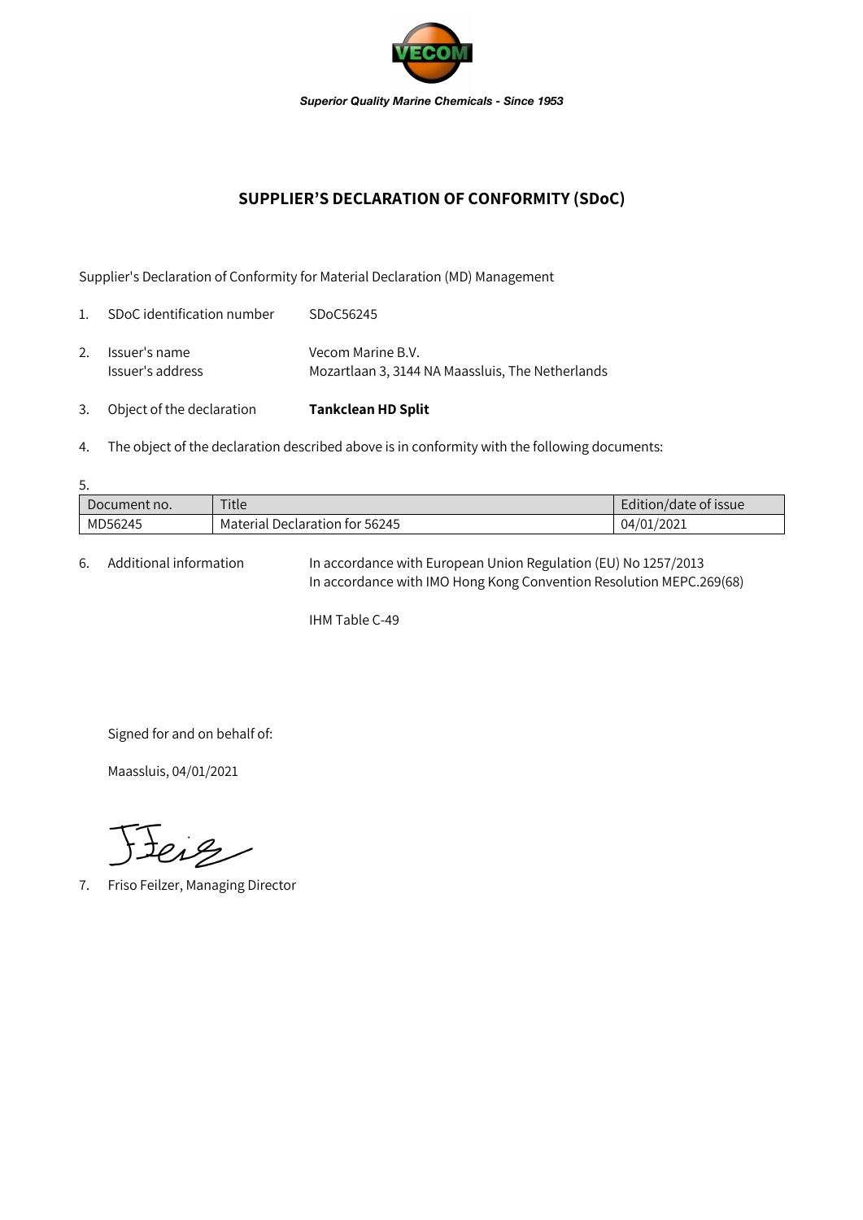VECOM

*Superior Quality Marine Chemicals - Since 1953*

## SUPPLIER'S DECLARATION OF CONFORMITY (SDoC)

Supplier's Declaration of Conformity for Material Declaration (MD) Management

1. SDoC identification number — SDoC56245
2. Issuer's name — Vecom Marine B.V.
   Issuer's address — Mozartlaan 3, 3144 NA Maassluis, The Netherlands
3. Object of the declaration — **Tankclean HD Split**
4. The object of the declaration described above is in conformity with the following documents:
5. 

| Document no. | Title | Edition/date of issue |
|---|---|---|
| MD56245 | Material Declaration for 56245 | 04/01/2021 |

6. Additional information — In accordance with European Union Regulation (EU) No 1257/2013
   In accordance with IMO Hong Kong Convention Resolution MEPC.269(68)

   IHM Table C-49

Signed for and on behalf of:

Maassluis, 04/01/2021

7. Friso Feilzer, Managing Director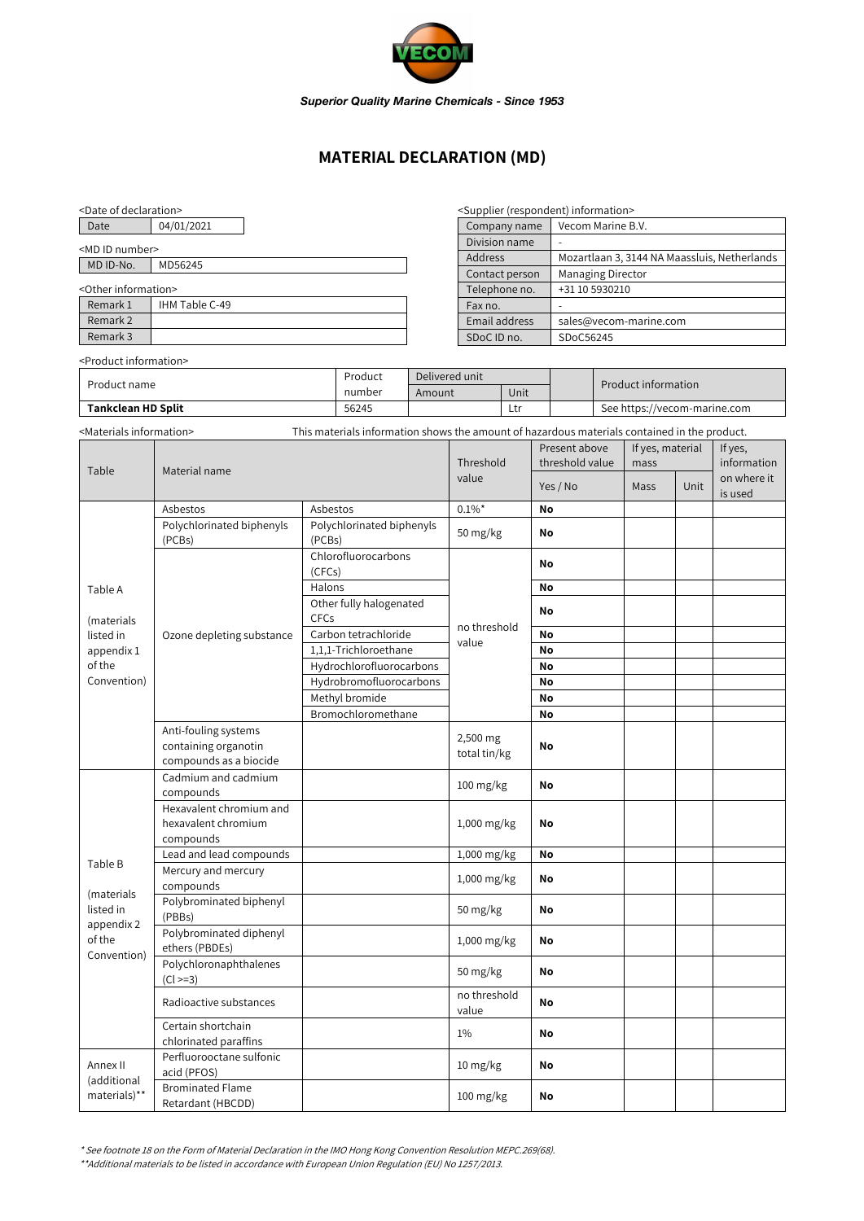VECOM

*Superior Quality Marine Chemicals - Since 1953*

# MATERIAL DECLARATION (MD)

<Date of declaration>

| | |
|---|---|
| Date | 04/01/2021 |

<MD ID number>

| | |
|---|---|
| MD ID-No. | MD56245 |

<Other information>

| | |
|---|---|
| Remark 1 | IHM Table C-49 |
| Remark 2 | |
| Remark 3 | |

<Supplier (respondent) information>

| | |
|---|---|
| Company name | Vecom Marine B.V. |
| Division name | - |
| Address | Mozartlaan 3, 3144 NA Maassluis, Netherlands |
| Contact person | Managing Director |
| Telephone no. | +31 10 5930210 |
| Fax no. | - |
| Email address | sales@vecom-marine.com |
| SDoC ID no. | SDoC56245 |

<Product information>

| Product name | Product number | Delivered unit | | | Product information |
|---|---|---|---|---|---|
| | | Amount | Unit | | |
| **Tankclean HD Split** | 56245 | | Ltr | | See https://vecom-marine.com |

<Materials information> This materials information shows the amount of hazardous materials contained in the product.

| Table | Material name | | Threshold value | Present above threshold value | If yes, material mass | | If yes, information on where it is used |
|---|---|---|---|---|---|---|---|
| | | | | Yes / No | Mass | Unit | |
| Table A (materials listed in appendix 1 of the Convention) | Asbestos | Asbestos | 0.1%* | **No** | | | |
| | Polychlorinated biphenyls (PCBs) | Polychlorinated biphenyls (PCBs) | 50 mg/kg | **No** | | | |
| | Ozone depleting substance | Chlorofluorocarbons (CFCs) | no threshold value | **No** | | | |
| | | Halons | | **No** | | | |
| | | Other fully halogenated CFCs | | **No** | | | |
| | | Carbon tetrachloride | | **No** | | | |
| | | 1,1,1-Trichloroethane | | **No** | | | |
| | | Hydrochlorofluorocarbons | | **No** | | | |
| | | Hydrobromofluorocarbons | | **No** | | | |
| | | Methyl bromide | | **No** | | | |
| | | Bromochloromethane | | **No** | | | |
| | Anti-fouling systems containing organotin compounds as a biocide | | 2,500 mg total tin/kg | **No** | | | |
| Table B (materials listed in appendix 2 of the Convention) | Cadmium and cadmium compounds | | 100 mg/kg | **No** | | | |
| | Hexavalent chromium and hexavalent chromium compounds | | 1,000 mg/kg | **No** | | | |
| | Lead and lead compounds | | 1,000 mg/kg | **No** | | | |
| | Mercury and mercury compounds | | 1,000 mg/kg | **No** | | | |
| | Polybrominated biphenyl (PBBs) | | 50 mg/kg | **No** | | | |
| | Polybrominated diphenyl ethers (PBDEs) | | 1,000 mg/kg | **No** | | | |
| | Polychloronaphthalenes (Cl >=3) | | 50 mg/kg | **No** | | | |
| | Radioactive substances | | no threshold value | **No** | | | |
| | Certain shortchain chlorinated paraffins | | 1% | **No** | | | |
| Annex II (additional materials)** | Perfluorooctane sulfonic acid (PFOS) | | 10 mg/kg | **No** | | | |
| | Brominated Flame Retardant (HBCDD) | | 100 mg/kg | **No** | | | |

*\* See footnote 18 on the Form of Material Declaration in the IMO Hong Kong Convention Resolution MEPC.269(68).*

*\*\*Additional materials to be listed in accordance with European Union Regulation (EU) No 1257/2013.*